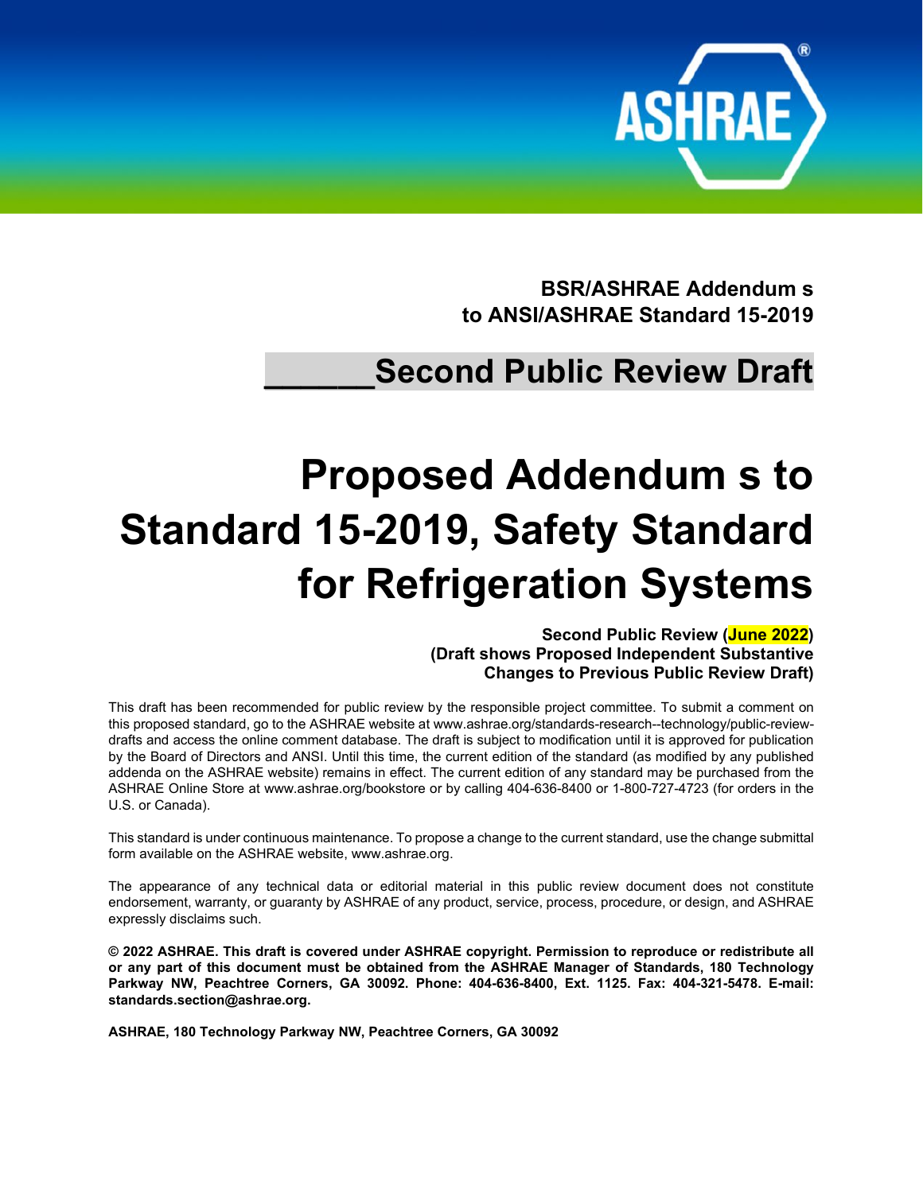**BSR/ASHRAE Addendum s**
**to ANSI/ASHRAE Standard 15-2019**

## ______Second Public Review Draft

# Proposed Addendum s to Standard 15-2019, Safety Standard for Refrigeration Systems

**Second Public Review (June 2022)**
**(Draft shows Proposed Independent Substantive Changes to Previous Public Review Draft)**

This draft has been recommended for public review by the responsible project committee. To submit a comment on this proposed standard, go to the ASHRAE website at www.ashrae.org/standards-research--technology/public-review-drafts and access the online comment database. The draft is subject to modification until it is approved for publication by the Board of Directors and ANSI. Until this time, the current edition of the standard (as modified by any published addenda on the ASHRAE website) remains in effect. The current edition of any standard may be purchased from the ASHRAE Online Store at www.ashrae.org/bookstore or by calling 404-636-8400 or 1-800-727-4723 (for orders in the U.S. or Canada).

This standard is under continuous maintenance. To propose a change to the current standard, use the change submittal form available on the ASHRAE website, www.ashrae.org.

The appearance of any technical data or editorial material in this public review document does not constitute endorsement, warranty, or guaranty by ASHRAE of any product, service, process, procedure, or design, and ASHRAE expressly disclaims such.

**© 2022 ASHRAE. This draft is covered under ASHRAE copyright. Permission to reproduce or redistribute all or any part of this document must be obtained from the ASHRAE Manager of Standards, 180 Technology Parkway NW, Peachtree Corners, GA 30092. Phone: 404-636-8400, Ext. 1125. Fax: 404-321-5478. E-mail: standards.section@ashrae.org.**

**ASHRAE, 180 Technology Parkway NW, Peachtree Corners, GA 30092**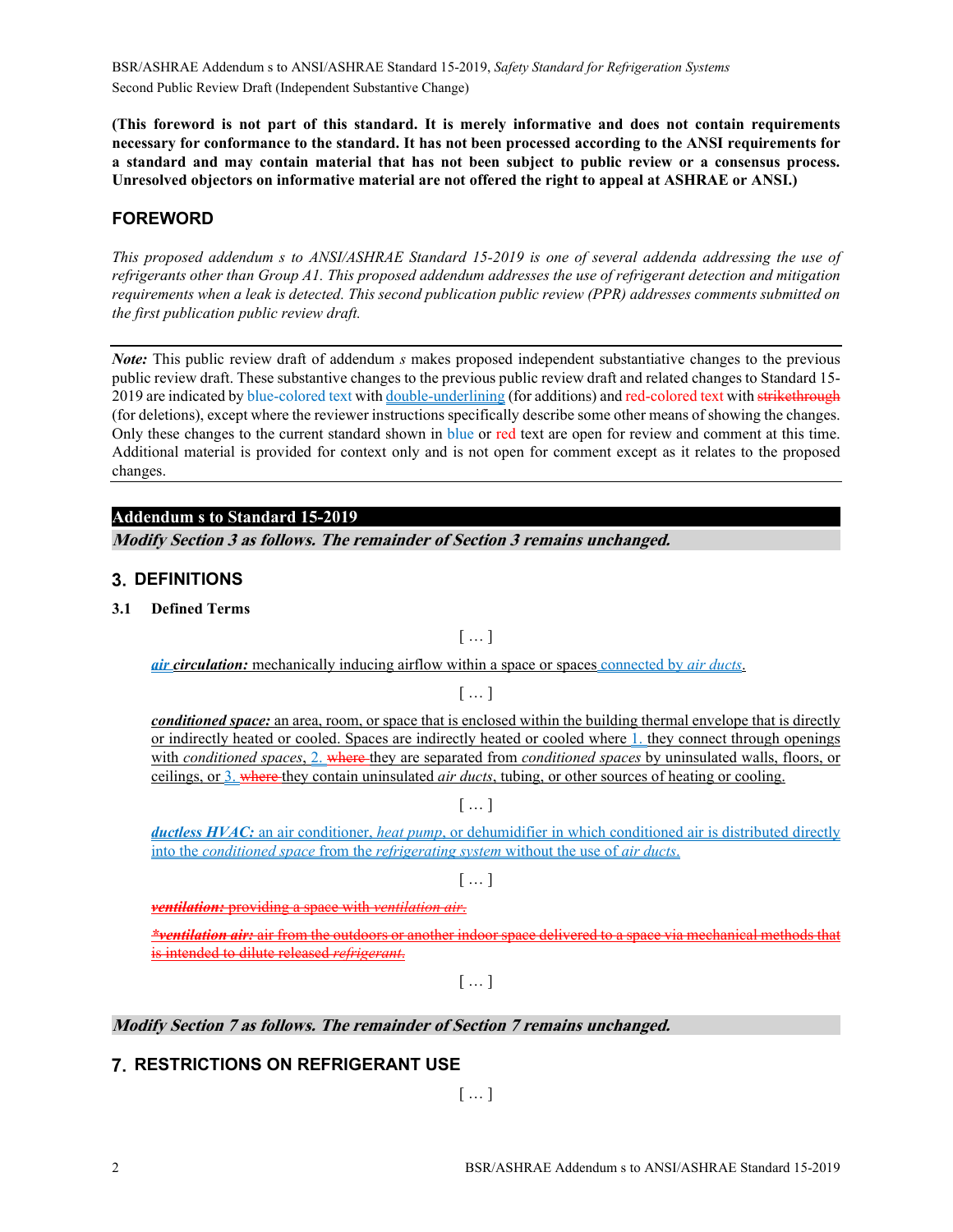**(This foreword is not part of this standard. It is merely informative and does not contain requirements necessary for conformance to the standard. It has not been processed according to the ANSI requirements for a standard and may contain material that has not been subject to public review or a consensus process. Unresolved objectors on informative material are not offered the right to appeal at ASHRAE or ANSI.)**

## FOREWORD

*This proposed addendum s to ANSI/ASHRAE Standard 15-2019 is one of several addenda addressing the use of refrigerants other than Group A1. This proposed addendum addresses the use of refrigerant detection and mitigation requirements when a leak is detected. This second publication public review (PPR) addresses comments submitted on the first publication public review draft.*

---

***Note:*** This public review draft of addendum *s* makes proposed independent substantiative changes to the previous public review draft. These substantive changes to the previous public review draft and related changes to Standard 15-2019 are indicated by blue-colored text with double-underlining (for additions) and red-colored text with ~~strikethrough~~ (for deletions), except where the reviewer instructions specifically describe some other means of showing the changes. Only these changes to the current standard shown in blue or red text are open for review and comment at this time. Additional material is provided for context only and is not open for comment except as it relates to the proposed changes.

---

**Addendum s to Standard 15-2019**

***Modify Section 3 as follows. The remainder of Section 3 remains unchanged.***

## 3. DEFINITIONS

### 3.1 Defined Terms

[ … ]

***air circulation:*** mechanically inducing airflow within a space or spaces connected by *air ducts*.

[ … ]

***conditioned space:*** an area, room, or space that is enclosed within the building thermal envelope that is directly or indirectly heated or cooled. Spaces are indirectly heated or cooled where 1. they connect through openings with *conditioned spaces*, 2. ~~where~~ they are separated from *conditioned spaces* by uninsulated walls, floors, or ceilings, or 3. ~~where~~ they contain uninsulated *air ducts*, tubing, or other sources of heating or cooling.

[ … ]

***ductless HVAC:*** an air conditioner, *heat pump*, or dehumidifier in which conditioned air is distributed directly into the *conditioned space* from the *refrigerating system* without the use of *air ducts*.

[ … ]

~~***ventilation:*** providing a space with *ventilation air*.~~

~~****ventilation air:*** air from the outdoors or another indoor space delivered to a space via mechanical methods that is intended to dilute released *refrigerant*.~~

[ … ]

***Modify Section 7 as follows. The remainder of Section 7 remains unchanged.***

## 7. RESTRICTIONS ON REFRIGERANT USE

[ … ]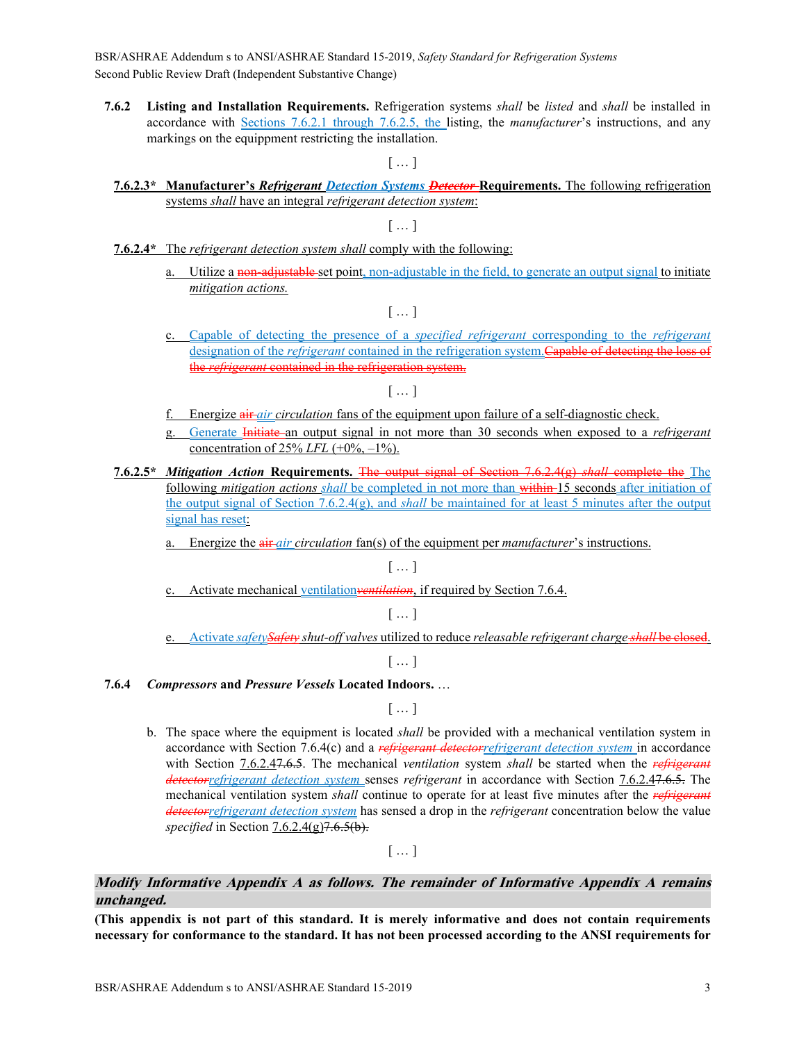**7.6.2 Listing and Installation Requirements.** Refrigeration systems *shall* be *listed* and *shall* be installed in accordance with Sections 7.6.2.1 through 7.6.2.5, the listing, the *manufacturer*'s instructions, and any markings on the equippment restricting the installation.

[ … ]

**7.6.2.3\* Manufacturer's *Refrigerant Detection Systems* ~~*Detector*~~ Requirements.** The following refrigeration systems *shall* have an integral *refrigerant detection system*:

[ … ]

**7.6.2.4\*** The *refrigerant detection system shall* comply with the following:

a. Utilize a ~~non-adjustable~~ set point, non-adjustable in the field, to generate an output signal to initiate *mitigation actions.*

[ … ]

c. Capable of detecting the presence of a *specified refrigerant* corresponding to the *refrigerant* designation of the *refrigerant* contained in the refrigeration system.~~Capable of detecting the loss of the *refrigerant* contained in the refrigeration system.~~

[ … ]

f. Energize ~~air~~ *air circulation* fans of the equipment upon failure of a self-diagnostic check.

g. Generate ~~Initiate~~ an output signal in not more than 30 seconds when exposed to a *refrigerant* concentration of 25% *LFL* (+0%, –1%).

**7.6.2.5\* *Mitigation Action* Requirements.** ~~The output signal of Section 7.6.2.4(g) *shall* complete the~~ The following *mitigation actions shall* be completed in not more than ~~within~~ 15 seconds after initiation of the output signal of Section 7.6.2.4(g), and *shall* be maintained for at least 5 minutes after the output signal has reset:

a. Energize the ~~air~~ *air circulation* fan(s) of the equipment per *manufacturer*'s instructions.

[ … ]

c. Activate mechanical ventilation~~*ventilation*~~, if required by Section 7.6.4.

[ … ]

e. Activate *safety*~~*Safety*~~ *shut-off valves* utilized to reduce *releasable refrigerant charge* ~~*shall* be closed~~.

[ … ]

**7.6.4 *Compressors* and *Pressure Vessels* Located Indoors.** …

[ … ]

b. The space where the equipment is located *shall* be provided with a mechanical ventilation system in accordance with Section 7.6.4(c) and a ~~*refrigerant detector*~~*refrigerant detection system* in accordance with Section 7.6.2.4~~7.6.5~~. The mechanical *ventilation* system *shall* be started when the ~~*refrigerant detector*~~*refrigerant detection system* senses *refrigerant* in accordance with Section 7.6.2.4~~7.6.5~~. The mechanical ventilation system *shall* continue to operate for at least five minutes after the ~~*refrigerant detector*~~*refrigerant detection system* has sensed a drop in the *refrigerant* concentration below the value *specified* in Section 7.6.2.4(g)~~7.6.5(b)~~.

[ … ]

***Modify Informative Appendix A as follows. The remainder of Informative Appendix A remains unchanged.***

**(This appendix is not part of this standard. It is merely informative and does not contain requirements necessary for conformance to the standard. It has not been processed according to the ANSI requirements for**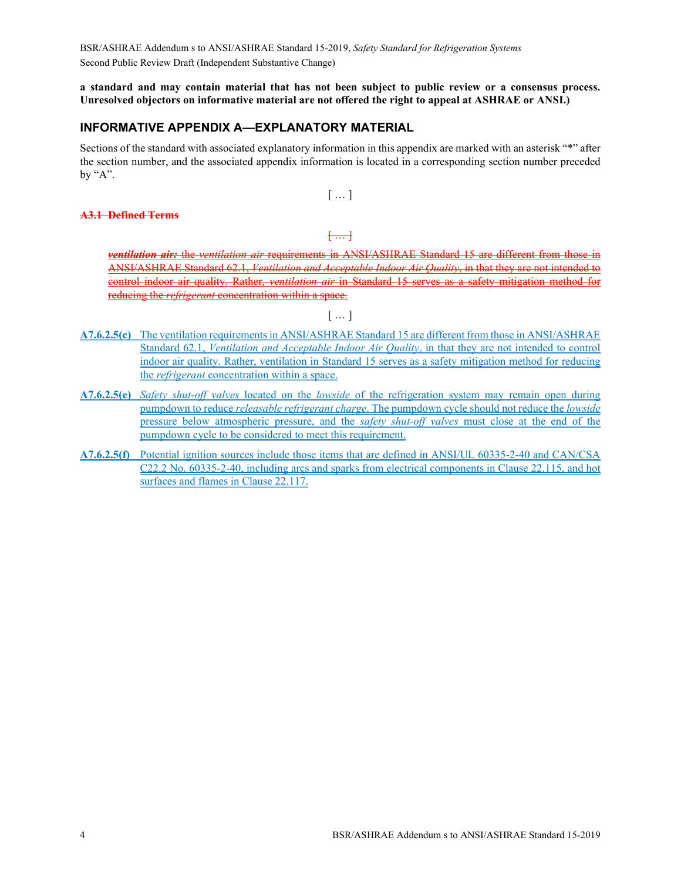**a standard and may contain material that has not been subject to public review or a consensus process. Unresolved objectors on informative material are not offered the right to appeal at ASHRAE or ANSI.)**

## INFORMATIVE APPENDIX A—EXPLANATORY MATERIAL

Sections of the standard with associated explanatory information in this appendix are marked with an asterisk "*" after the section number, and the associated appendix information is located in a corresponding section number preceded by "A".

[ … ]

~~**A3.1 Defined Terms**~~

~~[ … ]~~

~~***ventilation air:*** the *ventilation air* requirements in ANSI/ASHRAE Standard 15 are different from those in ANSI/ASHRAE Standard 62.1, *Ventilation and Acceptable Indoor Air Quality*, in that they are not intended to control indoor air quality. Rather, *ventilation air* in Standard 15 serves as a safety mitigation method for reducing the *refrigerant* concentration within a space.~~

[ … ]

**A7.6.2.5(c)** The ventilation requirements in ANSI/ASHRAE Standard 15 are different from those in ANSI/ASHRAE Standard 62.1, *Ventilation and Acceptable Indoor Air Quality*, in that they are not intended to control indoor air quality. Rather, ventilation in Standard 15 serves as a safety mitigation method for reducing the *refrigerant* concentration within a space.

**A7.6.2.5(e)** *Safety shut-off valves* located on the *lowside* of the refrigeration system may remain open during pumpdown to reduce *releasable refrigerant charge*. The pumpdown cycle should not reduce the *lowside* pressure below atmospheric pressure, and the *safety shut-off valves* must close at the end of the pumpdown cycle to be considered to meet this requirement.

**A7.6.2.5(f)** Potential ignition sources include those items that are defined in ANSI/UL 60335-2-40 and CAN/CSA C22.2 No. 60335-2-40, including arcs and sparks from electrical components in Clause 22.115, and hot surfaces and flames in Clause 22.117.